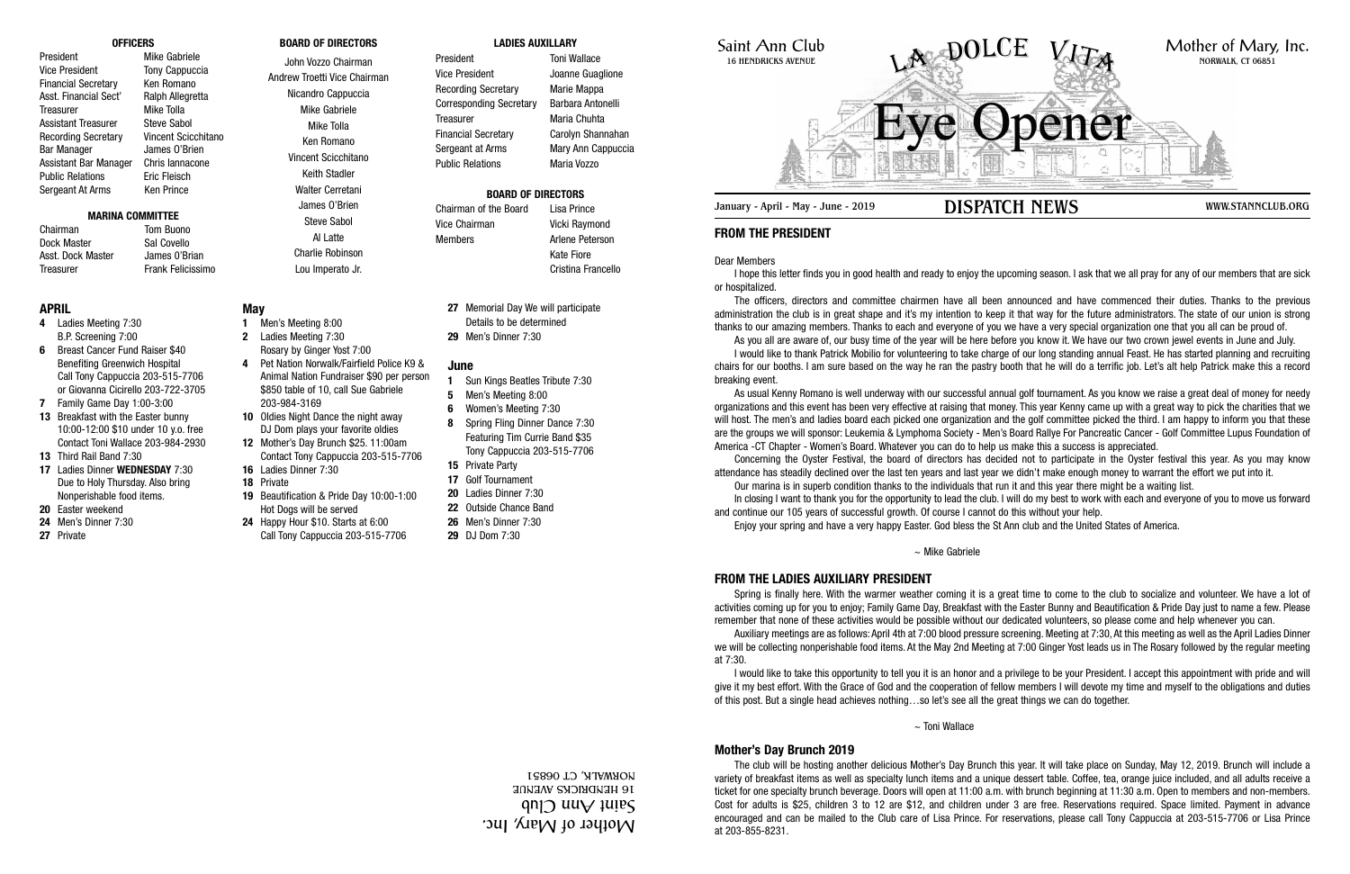# Saint Ann Club

16 HENDRICKS AVENUE

# LA DOLCE VITA

# Eye Opener

Mother of Mary, Inc.
NORWALK, CT 06851

January - April - May - June - 2019 **DISPATCH NEWS** WWW.STANNCLUB.ORG

## OFFICERS

| | |
|---|---|
| President | Mike Gabriele |
| Vice President | Tony Cappuccia |
| Financial Secretary | Ken Romano |
| Asst. Financial Sect' | Ralph Allegretta |
| Treasurer | Mike Tolla |
| Assistant Treasurer | Steve Sabol |
| Recording Secretary | Vincent Scicchitano |
| Bar Manager | James O'Brien |
| Assistant Bar Manager | Chris Iannacone |
| Public Relations | Eric Fleisch |
| Sergeant At Arms | Ken Prince |

## MARINA COMMITTEE

| | |
|---|---|
| Chairman | Tom Buono |
| Dock Master | Sal Covello |
| Asst. Dock Master | James O'Brian |
| Treasurer | Frank Felicissimo |

## BOARD OF DIRECTORS

John Vozzo Chairman
Andrew Troetti Vice Chairman
Nicandro Cappuccia
Mike Gabriele
Mike Tolla
Ken Romano
Vincent Scicchitano
Keith Stadler
Walter Cerretani
James O'Brien
Steve Sabol
Al Latte
Charlie Robinson
Lou Imperato Jr.

## LADIES AUXILLARY

| | |
|---|---|
| President | Toni Wallace |
| Vice President | Joanne Guaglione |
| Recording Secretary | Marie Mappa |
| Corresponding Secretary | Barbara Antonelli |
| Treasurer | Maria Chuhta |
| Financial Secretary | Carolyn Shannahan |
| Sergeant at Arms | Mary Ann Cappuccia |
| Public Relations | Maria Vozzo |

## BOARD OF DIRECTORS

| | |
|---|---|
| Chairman of the Board | Lisa Prince |
| Vice Chairman | Vicki Raymond |
| Members | Arlene Peterson |
| | Kate Fiore |
| | Cristina Francello |

## APRIL

- **4** Ladies Meeting 7:30 B.P. Screening 7:00
- **6** Breast Cancer Fund Raiser $40 Benefiting Greenwich Hospital Call Tony Cappuccia 203-515-7706 or Giovanna Cicirello 203-722-3705
- **7** Family Game Day 1:00-3:00
- **13** Breakfast with the Easter bunny 10:00-12:00 $10 under 10 y.o. free Contact Toni Wallace 203-984-2930
- **13** Third Rail Band 7:30
- **17** Ladies Dinner **WEDNESDAY** 7:30 Due to Holy Thursday. Also bring Nonperishable food items.
- **20** Easter weekend
- **24** Men's Dinner 7:30
- **27** Private

## May

- **1** Men's Meeting 8:00
- **2** Ladies Meeting 7:30 Rosary by Ginger Yost 7:00
- **4** Pet Nation Norwalk/Fairfield Police K9 & Animal Nation Fundraiser $90 per person $850 table of 10, call Sue Gabriele 203-984-3169
- **10** Oldies Night Dance the night away DJ Dom plays your favorite oldies
- **12** Mother's Day Brunch $25. 11:00am Contact Tony Cappuccia 203-515-7706
- **16** Ladies Dinner 7:30
- **18** Private
- **19** Beautification & Pride Day 10:00-1:00 Hot Dogs will be served
- **24** Happy Hour $10. Starts at 6:00 Call Tony Cappuccia 203-515-7706
- **27** Memorial Day We will participate Details to be determined
- **29** Men's Dinner 7:30

## June

- **1** Sun Kings Beatles Tribute 7:30
- **5** Men's Meeting 8:00
- **6** Women's Meeting 7:30
- **8** Spring Fling Dinner Dance 7:30 Featuring Tim Currie Band $35 Tony Cappuccia 203-515-7706
- **15** Private Party
- **17** Golf Tournament
- **20** Ladies Dinner 7:30
- **22** Outside Chance Band
- **26** Men's Dinner 7:30
- **29** DJ Dom 7:30

Mother of Mary, Inc.
Saint Ann Club
16 HENDRICKS AVENUE
NORWALK, CT 06851

## FROM THE PRESIDENT

Dear Members

I hope this letter finds you in good health and ready to enjoy the upcoming season. I ask that we all pray for any of our members that are sick or hospitalized.

The officers, directors and committee chairmen have all been announced and have commenced their duties. Thanks to the previous administration the club is in great shape and it's my intention to keep it that way for the future administrators. The state of our union is strong thanks to our amazing members. Thanks to each and everyone of you we have a very special organization one that you all can be proud of.

As you all are aware of, our busy time of the year will be here before you know it. We have our two crown jewel events in June and July.

I would like to thank Patrick Mobilio for volunteering to take charge of our long standing annual Feast. He has started planning and recruiting chairs for our booths. I am sure based on the way he ran the pastry booth that he will do a terrific job. Let's alt help Patrick make this a record breaking event.

As usual Kenny Romano is well underway with our successful annual golf tournament. As you know we raise a great deal of money for needy organizations and this event has been very effective at raising that money. This year Kenny came up with a great way to pick the charities that we will host. The men's and ladies board each picked one organization and the golf committee picked the third. I am happy to inform you that these are the groups we will sponsor: Leukemia & Lymphoma Society - Men's Board Rallye For Pancreatic Cancer - Golf Committee Lupus Foundation of America -CT Chapter - Women's Board. Whatever you can do to help us make this a success is appreciated.

Concerning the Oyster Festival, the board of directors has decided not to participate in the Oyster festival this year. As you may know attendance has steadily declined over the last ten years and last year we didn't make enough money to warrant the effort we put into it.

Our marina is in superb condition thanks to the individuals that run it and this year there might be a waiting list.

In closing I want to thank you for the opportunity to lead the club. I will do my best to work with each and everyone of you to move us forward and continue our 105 years of successful growth. Of course I cannot do this without your help.

Enjoy your spring and have a very happy Easter. God bless the St Ann club and the United States of America.

~ Mike Gabriele

## FROM THE LADIES AUXILIARY PRESIDENT

Spring is finally here. With the warmer weather coming it is a great time to come to the club to socialize and volunteer. We have a lot of activities coming up for you to enjoy; Family Game Day, Breakfast with the Easter Bunny and Beautification & Pride Day just to name a few. Please remember that none of these activities would be possible without our dedicated volunteers, so please come and help whenever you can.

Auxiliary meetings are as follows: April 4th at 7:00 blood pressure screening. Meeting at 7:30, At this meeting as well as the April Ladies Dinner we will be collecting nonperishable food items. At the May 2nd Meeting at 7:00 Ginger Yost leads us in The Rosary followed by the regular meeting at 7:30.

I would like to take this opportunity to tell you it is an honor and a privilege to be your President. I accept this appointment with pride and will give it my best effort. With the Grace of God and the cooperation of fellow members I will devote my time and myself to the obligations and duties of this post. But a single head achieves nothing…so let's see all the great things we can do together.

~ Toni Wallace

## Mother's Day Brunch 2019

The club will be hosting another delicious Mother's Day Brunch this year. It will take place on Sunday, May 12, 2019. Brunch will include a variety of breakfast items as well as specialty lunch items and a unique dessert table. Coffee, tea, orange juice included, and all adults receive a ticket for one specialty brunch beverage. Doors will open at 11:00 a.m. with brunch beginning at 11:30 a.m. Open to members and non-members. Cost for adults is $25, children 3 to 12 are $12, and children under 3 are free. Reservations required. Space limited. Payment in advance encouraged and can be mailed to the Club care of Lisa Prince. For reservations, please call Tony Cappuccia at 203-515-7706 or Lisa Prince at 203-855-8231.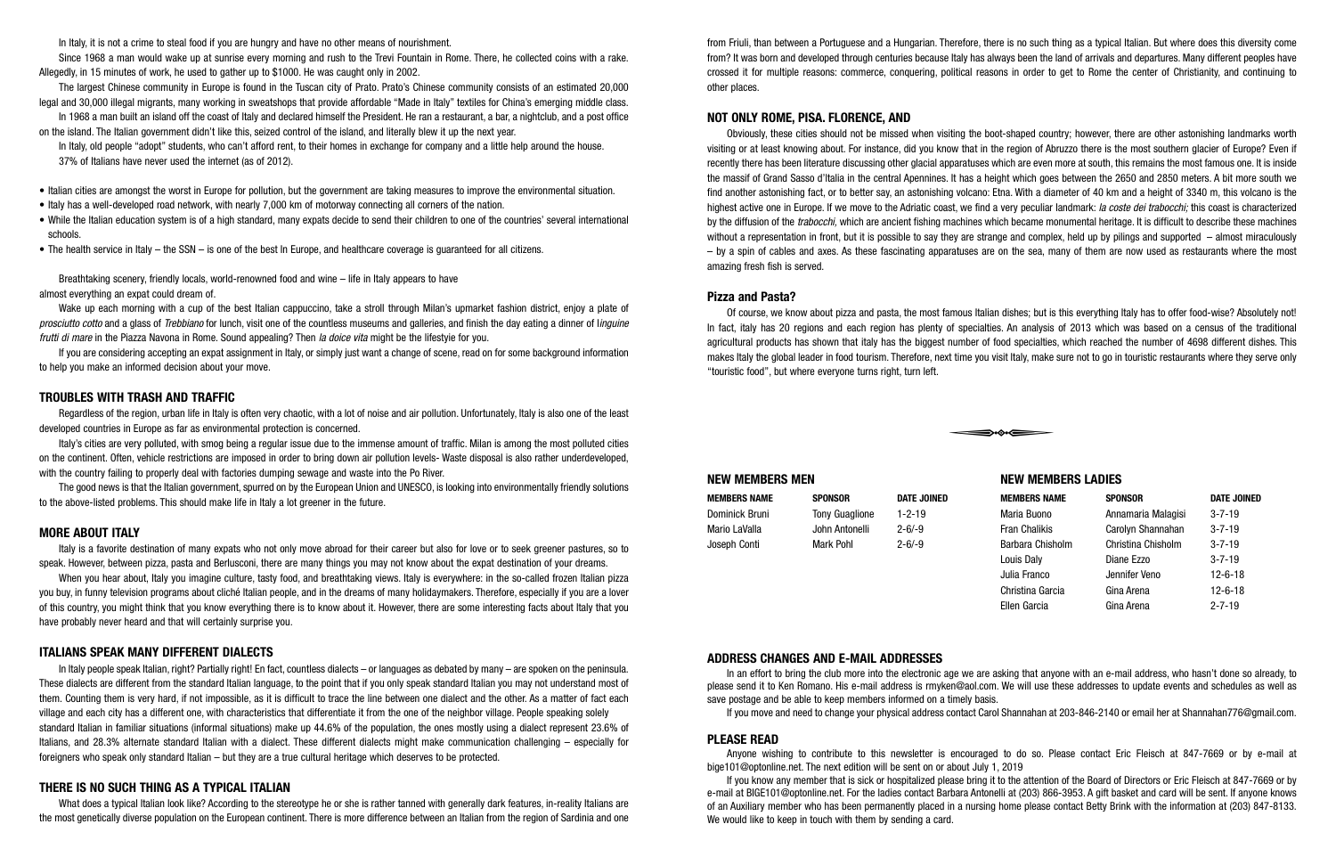In Italy, it is not a crime to steal food if you are hungry and have no other means of nourishment.

Since 1968 a man would wake up at sunrise every morning and rush to the Trevi Fountain in Rome. There, he collected coins with a rake. Allegedly, in 15 minutes of work, he used to gather up to $1000. He was caught only in 2002.

The largest Chinese community in Europe is found in the Tuscan city of Prato. Prato's Chinese community consists of an estimated 20,000 legal and 30,000 illegal migrants, many working in sweatshops that provide affordable "Made in Italy" textiles for China's emerging middle class.

In 1968 a man built an island off the coast of Italy and declared himself the President. He ran a restaurant, a bar, a nightclub, and a post office on the island. The Italian government didn't like this, seized control of the island, and literally blew it up the next year.

In Italy, old people "adopt" students, who can't afford rent, to their homes in exchange for company and a little help around the house.

37% of Italians have never used the internet (as of 2012).

- Italian cities are amongst the worst in Europe for pollution, but the government are taking measures to improve the environmental situation.
- Italy has a well-developed road network, with nearly 7,000 km of motorway connecting all corners of the nation.
- While the Italian education system is of a high standard, many expats decide to send their children to one of the countries' several international schools.
- The health service in Italy – the SSN – is one of the best In Europe, and healthcare coverage is guaranteed for all citizens.

Breathtaking scenery, friendly locals, world-renowned food and wine – life in Italy appears to have almost everything an expat could dream of.

Wake up each morning with a cup of the best Italian cappuccino, take a stroll through Milan's upmarket fashion district, enjoy a plate of *prosciutto cotto* and a glass of *Trebbiano* for lunch, visit one of the countless museums and galleries, and finish the day eating a dinner of l*inguine frutti di mare* in the Piazza Navona in Rome. Sound appealing? Then *la doice vita* might be the lifestyle for you.

If you are considering accepting an expat assignment in Italy, or simply just want a change of scene, read on for some background information to help you make an informed decision about your move.

## TROUBLES WITH TRASH AND TRAFFIC

Regardless of the region, urban life in Italy is often very chaotic, with a lot of noise and air pollution. Unfortunately, Italy is also one of the least developed countries in Europe as far as environmental protection is concerned.

Italy's cities are very polluted, with smog being a regular issue due to the immense amount of traffic. Milan is among the most polluted cities on the continent. Often, vehicle restrictions are imposed in order to bring down air pollution levels- Waste disposal is also rather underdeveloped, with the country failing to properly deal with factories dumping sewage and waste into the Po River.

The good news is that the Italian government, spurred on by the European Union and UNESCO, is looking into environmentally friendly solutions to the above-listed problems. This should make life in Italy a lot greener in the future.

## MORE ABOUT ITALY

Italy is a favorite destination of many expats who not only move abroad for their career but also for love or to seek greener pastures, so to speak. However, between pizza, pasta and Berlusconi, there are many things you may not know about the expat destination of your dreams.

When you hear about, Italy you imagine culture, tasty food, and breathtaking views. Italy is everywhere: in the so-called frozen Italian pizza you buy, in funny television programs about cliché Italian people, and in the dreams of many holidaymakers. Therefore, especially if you are a lover of this country, you might think that you know everything there is to know about it. However, there are some interesting facts about Italy that you have probably never heard and that will certainly surprise you.

## ITALIANS SPEAK MANY DIFFERENT DIALECTS

In Italy people speak Italian, right? Partially right! En fact, countless dialects – or languages as debated by many – are spoken on the peninsula. These dialects are different from the standard Italian language, to the point that if you only speak standard Italian you may not understand most of them. Counting them is very hard, if not impossible, as it is difficult to trace the line between one dialect and the other. As a matter of fact each village and each city has a different one, with characteristics that differentiate it from the one of the neighbor village. People speaking solely standard Italian in familiar situations (informal situations) make up 44.6% of the population, the ones mostly using a dialect represent 23.6% of Italians, and 28.3% alternate standard Italian with a dialect. These different dialects might make communication challenging – especially for foreigners who speak only standard Italian – but they are a true cultural heritage which deserves to be protected.

## THERE IS NO SUCH THING AS A TYPICAL ITALIAN

What does a typical Italian look like? According to the stereotype he or she is rather tanned with generally dark features, in-reality Italians are the most genetically diverse population on the European continent. There is more difference between an Italian from the region of Sardinia and one from Friuli, than between a Portuguese and a Hungarian. Therefore, there is no such thing as a typical Italian. But where does this diversity come from? It was born and developed through centuries because Italy has always been the land of arrivals and departures. Many different peoples have crossed it for multiple reasons: commerce, conquering, political reasons in order to get to Rome the center of Christianity, and continuing to other places.

## NOT ONLY ROME, PISA. FLORENCE, AND

Obviously, these cities should not be missed when visiting the boot-shaped country; however, there are other astonishing landmarks worth visiting or at least knowing about. For instance, did you know that in the region of Abruzzo there is the most southern glacier of Europe? Even if recently there has been literature discussing other glacial apparatuses which are even more at south, this remains the most famous one. It is inside the massif of Grand Sasso d'Italia in the central Apennines. It has a height which goes between the 2650 and 2850 meters. A bit more south we find another astonishing fact, or to better say, an astonishing volcano: Etna. With a diameter of 40 km and a height of 3340 m, this volcano is the highest active one in Europe. If we move to the Adriatic coast, we find a very peculiar landmark: *la coste dei trabocchi;* this coast is characterized by the diffusion of the *trabocchi*, which are ancient fishing machines which became monumental heritage. It is difficult to describe these machines without a representation in front, but it is possible to say they are strange and complex, held up by pilings and supported – almost miraculously – by a spin of cables and axes. As these fascinating apparatuses are on the sea, many of them are now used as restaurants where the most amazing fresh fish is served.

## Pizza and Pasta?

Of course, we know about pizza and pasta, the most famous Italian dishes; but is this everything Italy has to offer food-wise? Absolutely not! In fact, italy has 20 regions and each region has plenty of specialties. An analysis of 2013 which was based on a census of the traditional agricultural products has shown that italy has the biggest number of food specialties, which reached the number of 4698 different dishes. This makes Italy the global leader in food tourism. Therefore, next time you visit Italy, make sure not to go in touristic restaurants where they serve only "touristic food", but where everyone turns right, turn left.

## NEW MEMBERS MEN

| MEMBERS NAME | SPONSOR | DATE JOINED |
|---|---|---|
| Dominick Bruni | Tony Guaglione | 1-2-19 |
| Mario LaValla | John Antonelli | 2-6/-9 |
| Joseph Conti | Mark Pohl | 2-6/-9 |

## NEW MEMBERS LADIES

| MEMBERS NAME | SPONSOR | DATE JOINED |
|---|---|---|
| Maria Buono | Annamaria Malagisi | 3-7-19 |
| Fran Chalikis | Carolyn Shannahan | 3-7-19 |
| Barbara Chisholm | Christina Chisholm | 3-7-19 |
| Louis Daly | Diane Ezzo | 3-7-19 |
| Julia Franco | Jennifer Veno | 12-6-18 |
| Christina Garcia | Gina Arena | 12-6-18 |
| Ellen Garcia | Gina Arena | 2-7-19 |

## ADDRESS CHANGES AND E-MAIL ADDRESSES

In an effort to bring the club more into the electronic age we are asking that anyone with an e-mail address, who hasn't done so already, to please send it to Ken Romano. His e-mail address is rmyken@aol.com. We will use these addresses to update events and schedules as well as save postage and be able to keep members informed on a timely basis.

If you move and need to change your physical address contact Carol Shannahan at 203-846-2140 or email her at Shannahan776@gmail.com.

## PLEASE READ

Anyone wishing to contribute to this newsletter is encouraged to do so. Please contact Eric Fleisch at 847-7669 or by e-mail at bige101@optonline.net. The next edition will be sent on or about July 1, 2019

If you know any member that is sick or hospitalized please bring it to the attention of the Board of Directors or Eric Fleisch at 847-7669 or by e-mail at BIGE101@optonline.net. For the ladies contact Barbara Antonelli at (203) 866-3953. A gift basket and card will be sent. If anyone knows of an Auxiliary member who has been permanently placed in a nursing home please contact Betty Brink with the information at (203) 847-8133. We would like to keep in touch with them by sending a card.